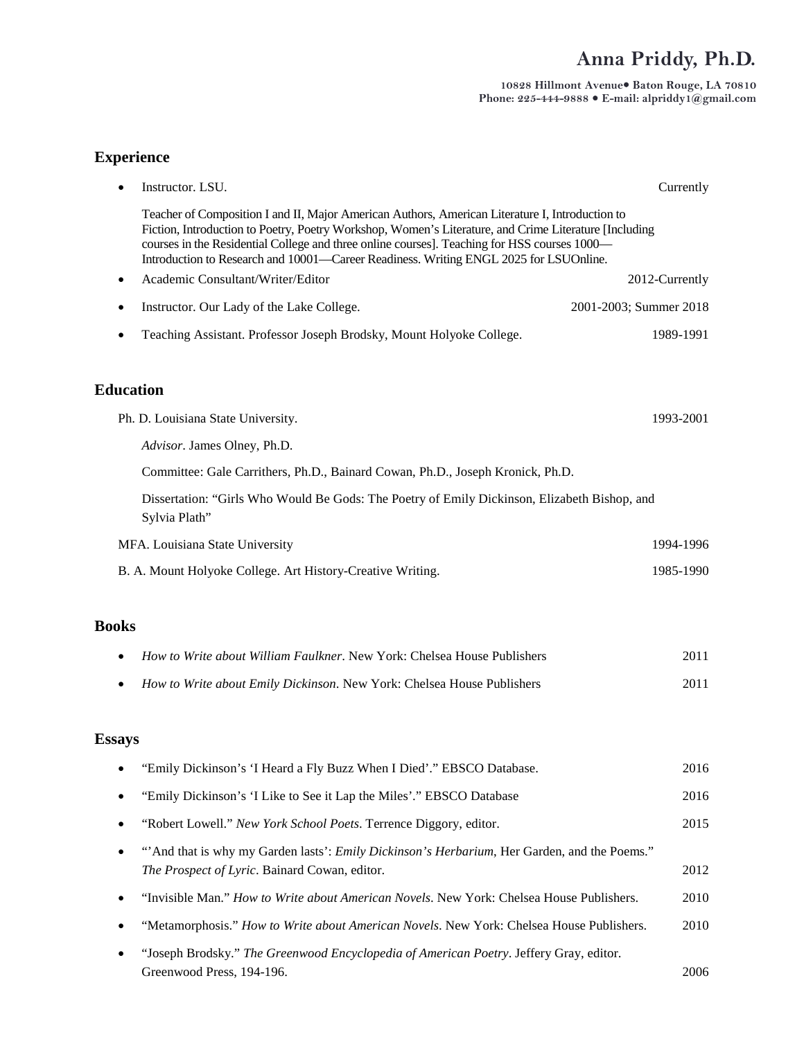# Anna Priddy, Ph.D.

**10828 Hillmont Avenue• Baton Rouge, LA 70810**
**Phone: 225-444-9888 • E-mail: alpriddy1@gmail.com**

## Experience

- Instructor. LSU. — Currently

  Teacher of Composition I and II, Major American Authors, American Literature I, Introduction to Fiction, Introduction to Poetry, Poetry Workshop, Women's Literature, and Crime Literature [Including courses in the Residential College and three online courses]. Teaching for HSS courses 1000—Introduction to Research and 10001—Career Readiness. Writing ENGL 2025 for LSUOnline.

- Academic Consultant/Writer/Editor — 2012-Currently
- Instructor. Our Lady of the Lake College. — 2001-2003; Summer 2018
- Teaching Assistant. Professor Joseph Brodsky, Mount Holyoke College. — 1989-1991

## Education

Ph. D. Louisiana State University. — 1993-2001

*Advisor*. James Olney, Ph.D.

Committee: Gale Carrithers, Ph.D., Bainard Cowan, Ph.D., Joseph Kronick, Ph.D.

Dissertation: "Girls Who Would Be Gods: The Poetry of Emily Dickinson, Elizabeth Bishop, and Sylvia Plath"

MFA. Louisiana State University — 1994-1996

B. A. Mount Holyoke College. Art History-Creative Writing. — 1985-1990

## Books

- *How to Write about William Faulkner*. New York: Chelsea House Publishers — 2011
- *How to Write about Emily Dickinson*. New York: Chelsea House Publishers — 2011

## Essays

- "Emily Dickinson's 'I Heard a Fly Buzz When I Died'." EBSCO Database. — 2016
- "Emily Dickinson's 'I Like to See it Lap the Miles'." EBSCO Database — 2016
- "Robert Lowell." *New York School Poets*. Terrence Diggory, editor. — 2015
- "'And that is why my Garden lasts': *Emily Dickinson's Herbarium*, Her Garden, and the Poems." *The Prospect of Lyric*. Bainard Cowan, editor. — 2012
- "Invisible Man." *How to Write about American Novels*. New York: Chelsea House Publishers. — 2010
- "Metamorphosis." *How to Write about American Novels*. New York: Chelsea House Publishers. — 2010
- "Joseph Brodsky." *The Greenwood Encyclopedia of American Poetry*. Jeffery Gray, editor. Greenwood Press, 194-196. — 2006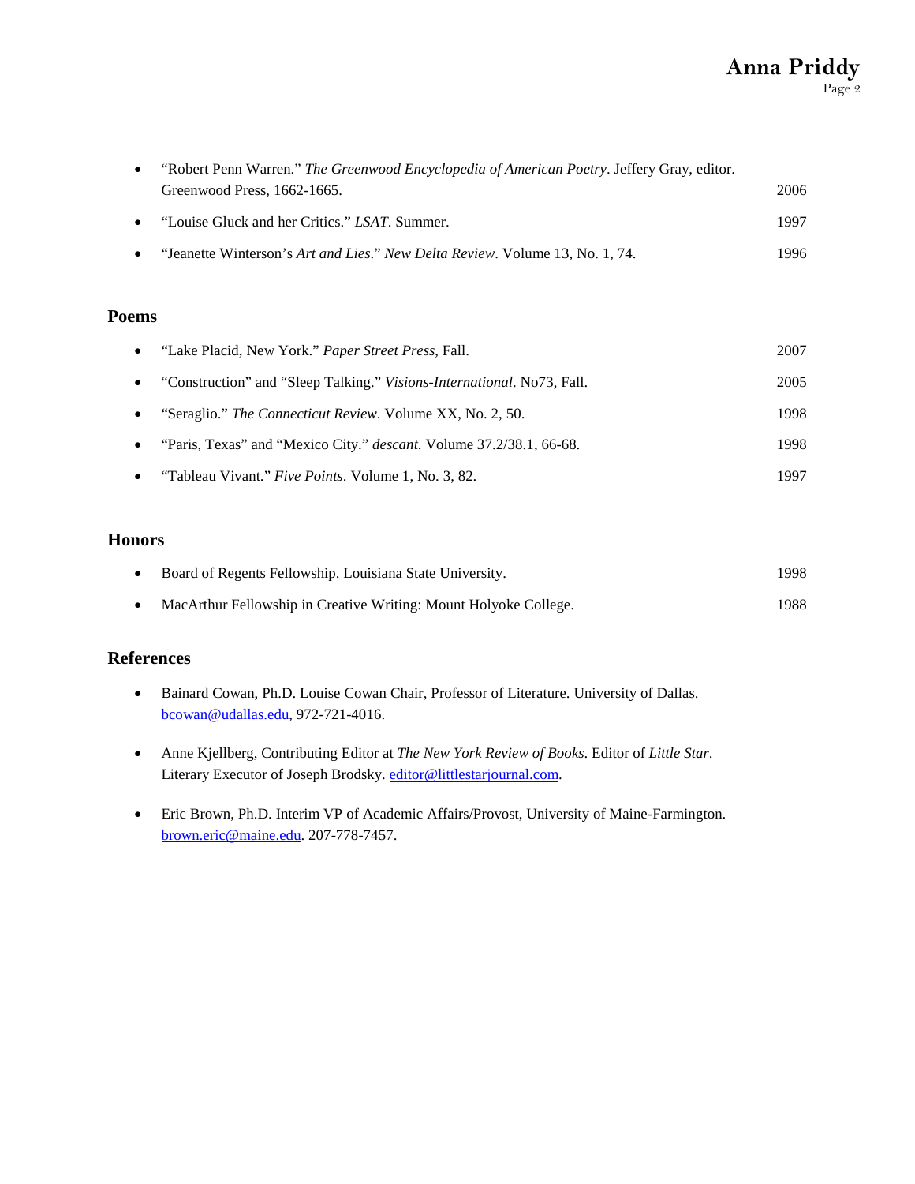- "Robert Penn Warren." *The Greenwood Encyclopedia of American Poetry*. Jeffery Gray, editor. Greenwood Press, 1662-1665. 2006
- "Louise Gluck and her Critics." *LSAT*. Summer. 1997
- "Jeanette Winterson's *Art and Lies*." *New Delta Review*. Volume 13, No. 1, 74. 1996

## Poems

- "Lake Placid, New York." *Paper Street Press*, Fall. 2007
- "Construction" and "Sleep Talking." *Visions-International*. No73, Fall. 2005
- "Seraglio." *The Connecticut Review*. Volume XX, No. 2, 50. 1998
- "Paris, Texas" and "Mexico City." *descant*. Volume 37.2/38.1, 66-68. 1998
- "Tableau Vivant." *Five Points*. Volume 1, No. 3, 82. 1997

## Honors

- Board of Regents Fellowship. Louisiana State University. 1998
- MacArthur Fellowship in Creative Writing: Mount Holyoke College. 1988

## References

- Bainard Cowan, Ph.D. Louise Cowan Chair, Professor of Literature. University of Dallas. bcowan@udallas.edu, 972-721-4016.
- Anne Kjellberg, Contributing Editor at *The New York Review of Books*. Editor of *Little Star*. Literary Executor of Joseph Brodsky. editor@littlestarjournal.com.
- Eric Brown, Ph.D. Interim VP of Academic Affairs/Provost, University of Maine-Farmington. brown.eric@maine.edu. 207-778-7457.